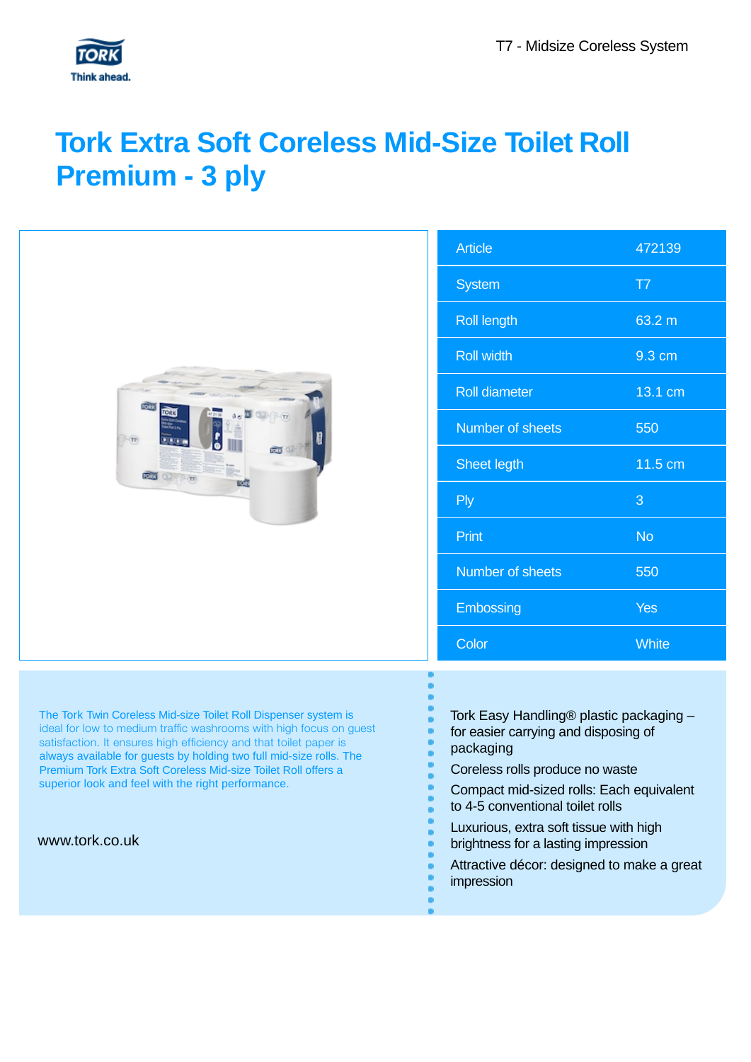T7 - Midsize Coreless System

# Tork Extra Soft Coreless Mid-Size Toilet Roll Premium - 3 ply

| Article | 472139 |
|---|---|
| System | T7 |
| Roll length | 63.2 m |
| Roll width | 9.3 cm |
| Roll diameter | 13.1 cm |
| Number of sheets | 550 |
| Sheet legth | 11.5 cm |
| Ply | 3 |
| Print | No |
| Number of sheets | 550 |
| Embossing | Yes |
| Color | White |

The Tork Twin Coreless Mid-size Toilet Roll Dispenser system is ideal for low to medium traffic washrooms with high focus on guest satisfaction. It ensures high efficiency and that toilet paper is always available for guests by holding two full mid-size rolls. The Premium Tork Extra Soft Coreless Mid-size Toilet Roll offers a superior look and feel with the right performance.

www.tork.co.uk

- Tork Easy Handling® plastic packaging – for easier carrying and disposing of packaging
- Coreless rolls produce no waste
- Compact mid-sized rolls: Each equivalent to 4-5 conventional toilet rolls
- Luxurious, extra soft tissue with high brightness for a lasting impression
- Attractive décor: designed to make a great impression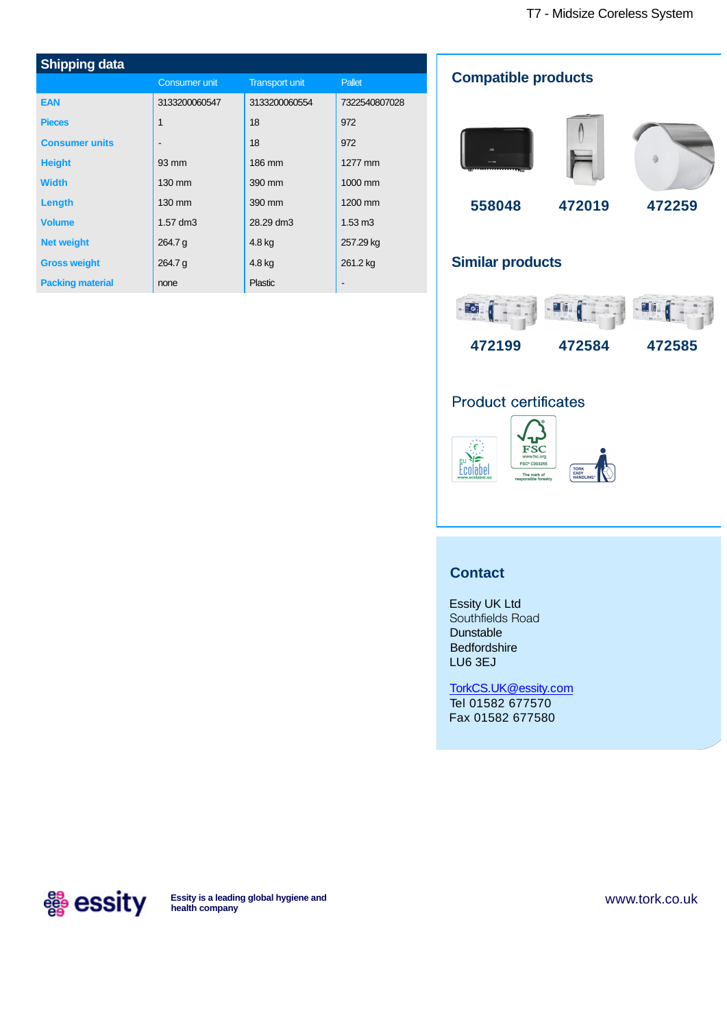## Shipping data

| | Consumer unit | Transport unit | Pallet |
|---|---|---|---|
| EAN | 3133200060547 | 3133200060554 | 7322540807028 |
| Pieces | 1 | 18 | 972 |
| Consumer units | - | 18 | 972 |
| Height | 93 mm | 186 mm | 1277 mm |
| Width | 130 mm | 390 mm | 1000 mm |
| Length | 130 mm | 390 mm | 1200 mm |
| Volume | 1.57 dm3 | 28.29 dm3 | 1.53 m3 |
| Net weight | 264.7 g | 4.8 kg | 257.29 kg |
| Gross weight | 264.7 g | 4.8 kg | 261.2 kg |
| Packing material | none | Plastic | - |

## Compatible products

558048 | 472019 | 472259

## Similar products

472199 | 472584 | 472585

## Product certificates

## Contact

Essity UK Ltd
Southfields Road
Dunstable
Bedfordshire
LU6 3EJ

TorkCS.UK@essity.com
Tel 01582 677570
Fax 01582 677580

Essity is a leading global hygiene and health company

www.tork.co.uk